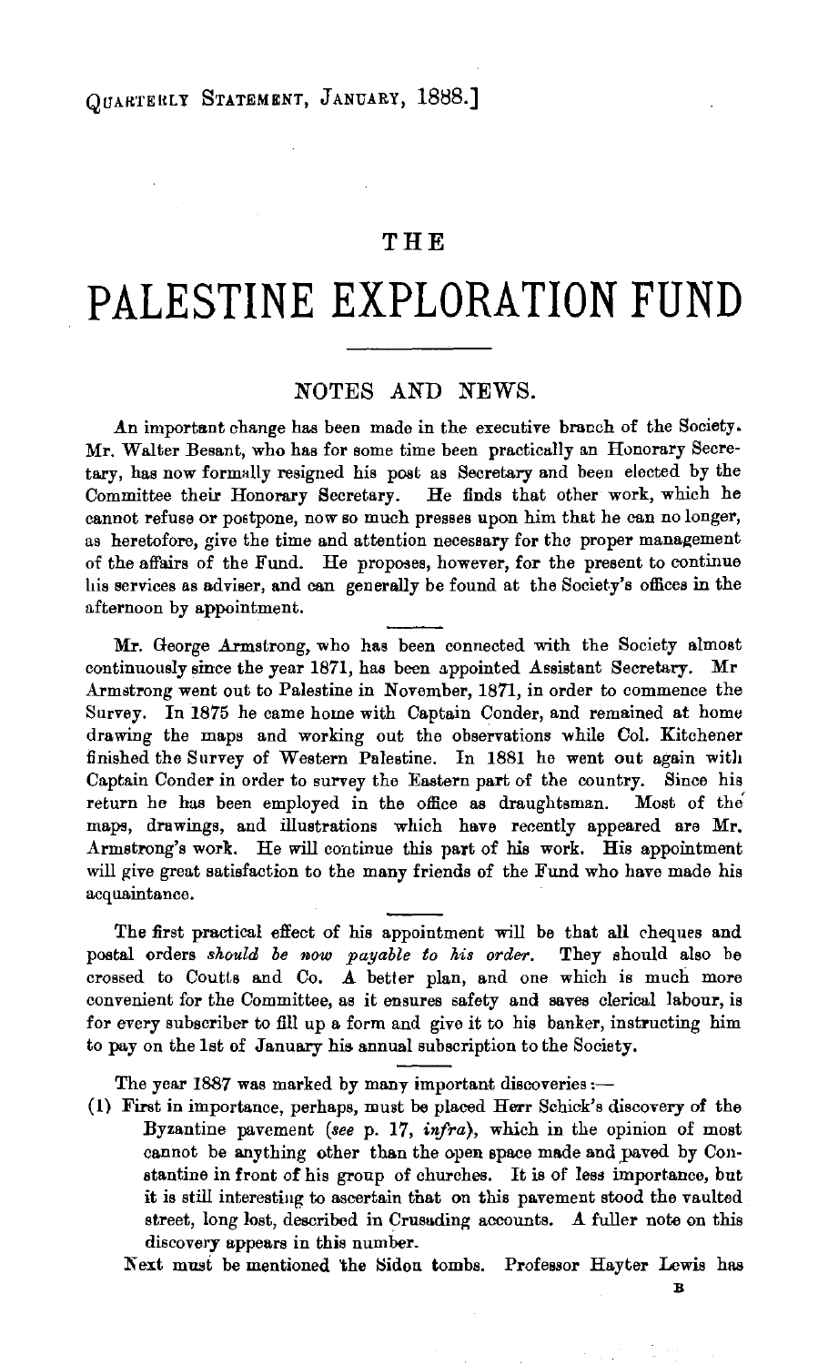# THE

# PALESTINE EXPLORATION FUND

## NOTES AND NEWS.

An important change has been made in the executive branch of the Society. Mr. Walter Besant, who has for some time been practically an Honorary Secretary, has now formally resigned his post as Secretary and been elected by the Committee their Honorary Secretary. He finds that other work, which he cannot refuse or postpone, now so much presses upon him that he can no longer, as heretofore, give the time and attention necessary for the proper management of the affairs of the Fund. He proposes, however, for the present to continue his services as adviser, and can generally be found at the Society's offices in the afternoon by appointment.

Mr. George Armstrong, who has been connected with the Society almost continuously since the year 1871, has been appointed Assistant Secretary. Mr Armstrong went out to Palestine in November, 1871, in order to commence the Survey. In 1875 he came home with Captain Conder, and remained at home drawing the maps and working out the observations while Col. Kitchener finished the Survey of Western Palestine. In 1881 he went out again with Captain Conder in order to survey the Eastern part of the country. Since his return he has been employed in the office as draughtsman. Most of the maps, drawings, and illustrations which have recently appeared are Mr. Armstrong's work. He will continue this part of his work. His appointment will give great satisfaction to the many friends of the Fund who have made his acquaintance.

The first practical effect of his appointment will be that all cheques and postal orders *should be now payable to his order*. They should also be crossed to Coutts and Co. A better plan, and one which is much more convenient for the Committee, as it ensures safety and saves clerical labour, is for every subscriber to fill up a form and give it to his banker, instructing him to pay on the 1st of January his annual subscription to the Society.

The year 1887 was marked by many important discoveries:—

(1) First in importance, perhaps, must be placed Herr Schick's discovery of the Byzantine pavement (*see* p. 17, *infra*), which in the opinion of most cannot be anything other than the open space made and paved by Constantine in front of his group of churches. It is of less importance, but it is still interesting to ascertain that on this pavement stood the vaulted street, long lost, described in Crusading accounts. A fuller note on this discovery appears in this number.

Next must be mentioned the Sidon tombs. Professor Hayter Lewis has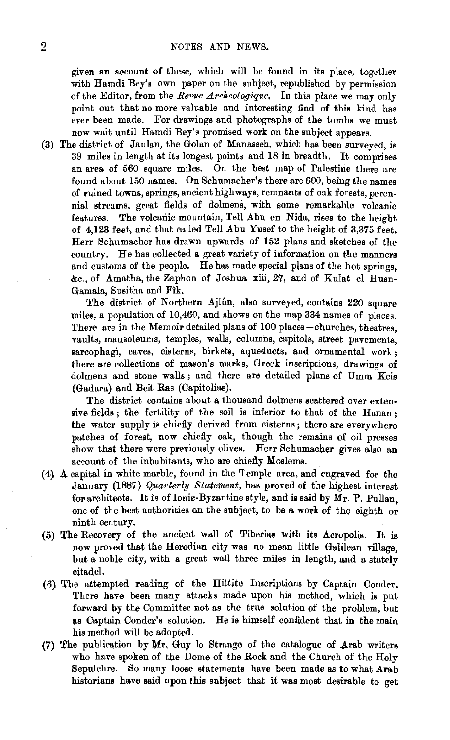given an account of these, which will be found in its place, together with Hamdi Bey's own paper on the subject, republished by permission of the Editor, from the *Revue Archeologique*. In this place we may only point out that no more valuable and interesting find of this kind has ever been made. For drawings and photographs of the tombs we must now wait until Hamdi Bey's promised work on the subject appears.

(3) The district of Jaulan, the Golan of Manasseh, which has been surveyed, is 39 miles in length at its longest points and 18 in breadth. It comprises an area of 560 square miles. On the best map of Palestine there are found about 150 names. On Schumacher's there are 600, being the names of ruined towns, springs, ancient highways, remnants of oak forests, perennial streams, great fields of dolmens, with some remarkable volcanic features. The volcanic mountain, Tell Abu en Nida, rises to the height of 4,123 feet, and that called Tell Abu Yusef to the height of 3,375 feet. Herr Schumacher has drawn upwards of 152 plans and sketches of the country. He has collected a great variety of information on the manners and customs of the people. He has made special plans of the hot springs, &c., of Amatha, the Zaphon of Joshua xiii, 27, and of Kulat el Husn-Gamala, Susitha and Fîk.

The district of Northern Ajlûn, also surveyed, contains 220 square miles, a population of 10,460, and shows on the map 334 names of places. There are in the Memoir detailed plans of 100 places—churches, theatres, vaults, mausoleums, temples, walls, columns, capitols, street pavements, sarcophagi, caves, cisterns, birkets, aqueducts, and ornamental work; there are collections of mason's marks, Greek inscriptions, drawings of dolmens and stone walls; and there are detailed plans of Umm Keis (Gadara) and Beit Ras (Capitolias).

The district contains about a thousand dolmens scattered over extensive fields; the fertility of the soil is inferior to that of the Hauran; the water supply is chiefly derived from cisterns; there are everywhere patches of forest, now chiefly oak, though the remains of oil presses show that there were previously olives. Herr Schumacher gives also an account of the inhabitants, who are chiefly Moslems.

(4) A capital in white marble, found in the Temple area, and engraved for the January (1887) *Quarterly Statement*, has proved of the highest interest for architects. It is of Ionic-Byzantine style, and is said by Mr. P. Pullan, one of the best authorities on the subject, to be a work of the eighth or ninth century.

(5) The Recovery of the ancient wall of Tiberias with its Acropolis. It is now proved that the Herodian city was no mean little Galilean village, but a noble city, with a great wall three miles in length, and a stately citadel.

(6) The attempted reading of the Hittite Inscriptions by Captain Conder. There have been many attacks made upon his method, which is put forward by the Committee not as the true solution of the problem, but as Captain Conder's solution. He is himself confident that in the main his method will be adopted.

(7) The publication by Mr. Guy le Strange of the catalogue of Arab writers who have spoken of the Dome of the Rock and the Church of the Holy Sepulchre. So many loose statements have been made as to what Arab historians have said upon this subject that it was most desirable to get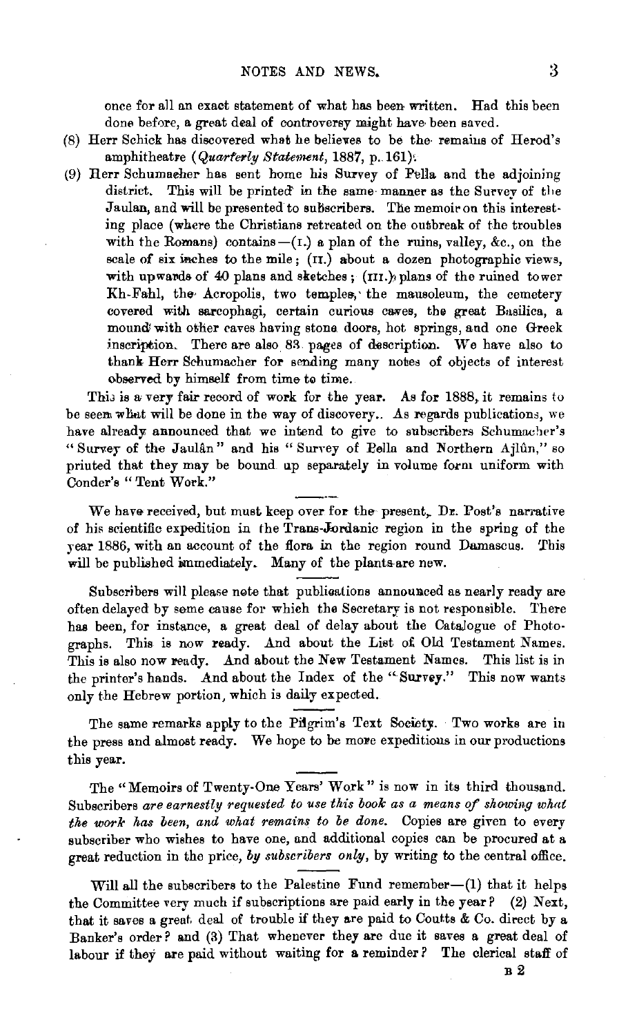once for all an exact statement of what has been written. Had this been done before, a great deal of controversy might have been saved.

(8) Herr Schick has discovered what he believes to be the remains of Herod's amphitheatre (*Quarterly Statement*, 1887, p. 161).

(9) Herr Schumacher has sent home his Survey of Pella and the adjoining district. This will be printed in the same manner as the Survey of the Jaulan, and will be presented to subscribers. The memoir on this interesting place (where the Christians retreated on the outbreak of the troubles with the Romans) contains—(I.) a plan of the ruins, valley, &c., on the scale of six inches to the mile; (II.) about a dozen photographic views, with upwards of 40 plans and sketches; (III.) plans of the ruined tower Kh-Fahl, the Acropolis, two temples, the mausoleum, the cemetery covered with sarcophagi, certain curious caves, the great Basilica, a mound with other caves having stone doors, hot springs, and one Greek inscription. There are also 83 pages of description. We have also to thank Herr Schumacher for sending many notes of objects of interest observed by himself from time to time.

This is a very fair record of work for the year. As for 1888, it remains to be seen what will be done in the way of discovery. As regards publications, we have already announced that we intend to give to subscribers Schumacher's "Survey of the Jaulân" and his "Survey of Pella and Northern Ajlûn," so printed that they may be bound up separately in volume form uniform with Conder's "Tent Work."

---

We have received, but must keep over for the present, Dr. Post's narrative of his scientific expedition in the Trans-Jordanic region in the spring of the year 1886, with an account of the flora in the region round Damascus. This will be published immediately. Many of the plants are new.

---

Subscribers will please note that publications announced as nearly ready are often delayed by some cause for which the Secretary is not responsible. There has been, for instance, a great deal of delay about the Catalogue of Photographs. This is now ready. And about the List of Old Testament Names. This is also now ready. And about the New Testament Names. This list is in the printer's hands. And about the Index of the "Survey." This now wants only the Hebrew portion, which is daily expected.

---

The same remarks apply to the Pilgrim's Text Society. Two works are in the press and almost ready. We hope to be more expeditious in our productions this year.

---

The "Memoirs of Twenty-One Years' Work" is now in its third thousand. Subscribers *are earnestly requested to use this book as a means of showing what the work has been, and what remains to be done.* Copies are given to every subscriber who wishes to have one, and additional copies can be procured at a great reduction in the price, *by subscribers only*, by writing to the central office.

---

Will all the subscribers to the Palestine Fund remember—(1) that it helps the Committee very much if subscriptions are paid early in the year? (2) Next, that it saves a great deal of trouble if they are paid to Coutts & Co. direct by a Banker's order? and (3) That whenever they are due it saves a great deal of labour if they are paid without waiting for a reminder? The clerical staff of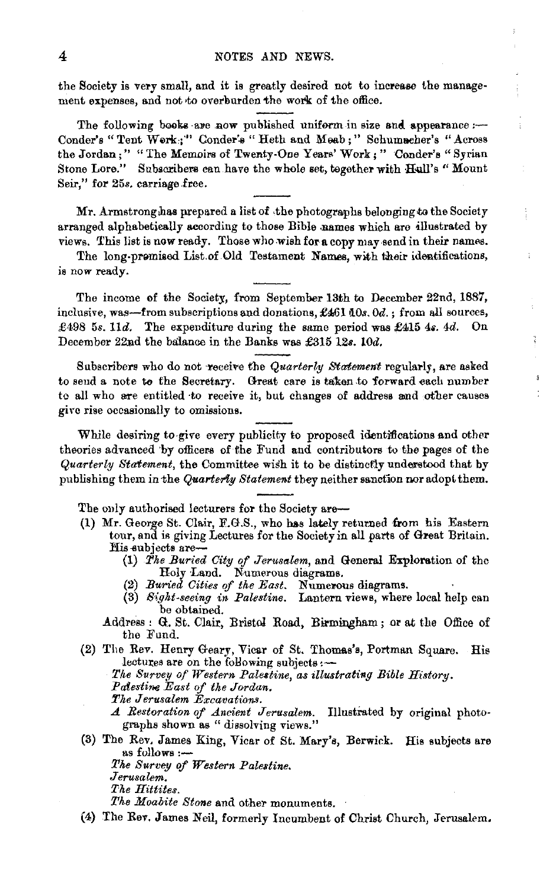the Society is very small, and it is greatly desired not to increase the management expenses, and not to overburden the work of the office.

---

The following books are now published uniform in size and appearance:— Conder's "Tent Work;" Conder's "Heth and Moab;" Schumacher's "Across the Jordan;" "The Memoirs of Twenty-One Years' Work;" Conder's "Syrian Stone Lore." Subscribers can have the whole set, together with Hull's "Mount Seir," for 25*s.* carriage free.

---

Mr. Armstrong has prepared a list of the photographs belonging to the Society arranged alphabetically according to those Bible names which are illustrated by views. This list is now ready. Those who wish for a copy may send in their names.

The long-promised List of Old Testament Names, with their identifications, is now ready.

---

The income of the Society, from September 13th to December 22nd, 1887, inclusive, was—from subscriptions and donations, £461 10*s.* 0*d.*; from all sources, £498 5*s.* 11*d.* The expenditure during the same period was £415 4*s.* 4*d.* On December 22nd the balance in the Banks was £315 12*s.* 10*d.*

---

Subscribers who do not receive the *Quarterly Statement* regularly, are asked to send a note to the Secretary. Great care is taken to forward each number to all who are entitled to receive it, but changes of address and other causes give rise occasionally to omissions.

---

While desiring to give every publicity to proposed identifications and other theories advanced by officers of the Fund and contributors to the pages of the *Quarterly Statement*, the Committee wish it to be distinctly understood that by publishing them in the *Quarterly Statement* they neither sanction nor adopt them.

---

The only authorised lecturers for the Society are—

(1) Mr. George St. Clair, F.G.S., who has lately returned from his Eastern tour, and is giving Lectures for the Society in all parts of Great Britain. His subjects are—
   (1) *The Buried City of Jerusalem*, and General Exploration of the Holy Land. Numerous diagrams.
   (2) *Buried Cities of the East.* Numerous diagrams.
   (3) *Sight-seeing in Palestine.* Lantern views, where local help can be obtained.

   Address: G. St. Clair, Bristol Road, Birmingham; or at the Office of the Fund.

(2) The Rev. Henry Geary, Vicar of St. Thomas's, Portman Square. His lectures are on the following subjects:—
   *The Survey of Western Palestine, as illustrating Bible History.*
   *Palestine East of the Jordan.*
   *The Jerusalem Excavations.*
   *A Restoration of Ancient Jerusalem.* Illustrated by original photographs shown as "dissolving views."

(3) The Rev. James King, Vicar of St. Mary's, Berwick. His subjects are as follows:—
   *The Survey of Western Palestine.*
   *Jerusalem.*
   *The Hittites.*
   *The Moabite Stone* and other monuments.

(4) The Rev. James Neil, formerly Incumbent of Christ Church, Jerusalem.